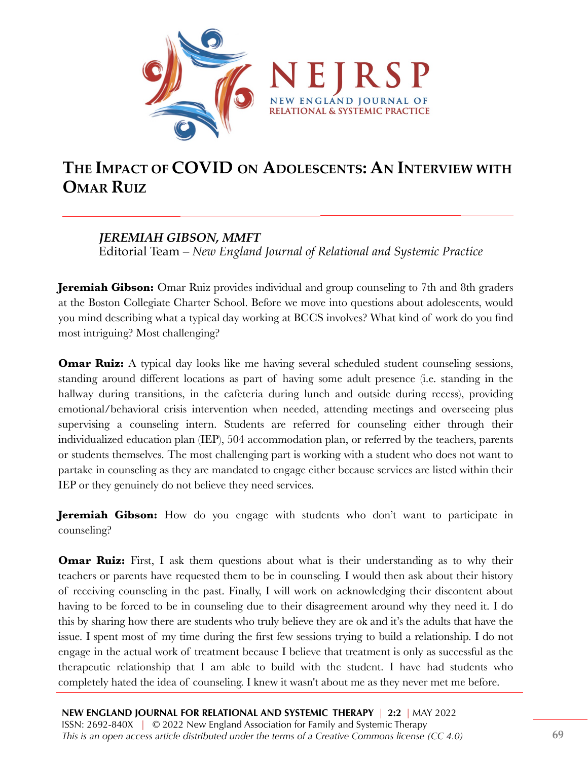# THE IMPACT OF COVID ON ADOLESCENTS: AN INTERVIEW WITH OMAR RUIZ

***JEREMIAH GIBSON, MMFT***
Editorial Team – *New England Journal of Relational and Systemic Practice*

**Jeremiah Gibson:** Omar Ruiz provides individual and group counseling to 7th and 8th graders at the Boston Collegiate Charter School. Before we move into questions about adolescents, would you mind describing what a typical day working at BCCS involves? What kind of work do you find most intriguing? Most challenging?

**Omar Ruiz:** A typical day looks like me having several scheduled student counseling sessions, standing around different locations as part of having some adult presence (i.e. standing in the hallway during transitions, in the cafeteria during lunch and outside during recess), providing emotional/behavioral crisis intervention when needed, attending meetings and overseeing plus supervising a counseling intern. Students are referred for counseling either through their individualized education plan (IEP), 504 accommodation plan, or referred by the teachers, parents or students themselves. The most challenging part is working with a student who does not want to partake in counseling as they are mandated to engage either because services are listed within their IEP or they genuinely do not believe they need services.

**Jeremiah Gibson:** How do you engage with students who don't want to participate in counseling?

**Omar Ruiz:** First, I ask them questions about what is their understanding as to why their teachers or parents have requested them to be in counseling. I would then ask about their history of receiving counseling in the past. Finally, I will work on acknowledging their discontent about having to be forced to be in counseling due to their disagreement around why they need it. I do this by sharing how there are students who truly believe they are ok and it's the adults that have the issue. I spent most of my time during the first few sessions trying to build a relationship. I do not engage in the actual work of treatment because I believe that treatment is only as successful as the therapeutic relationship that I am able to build with the student. I have had students who completely hated the idea of counseling. I knew it wasn't about me as they never met me before.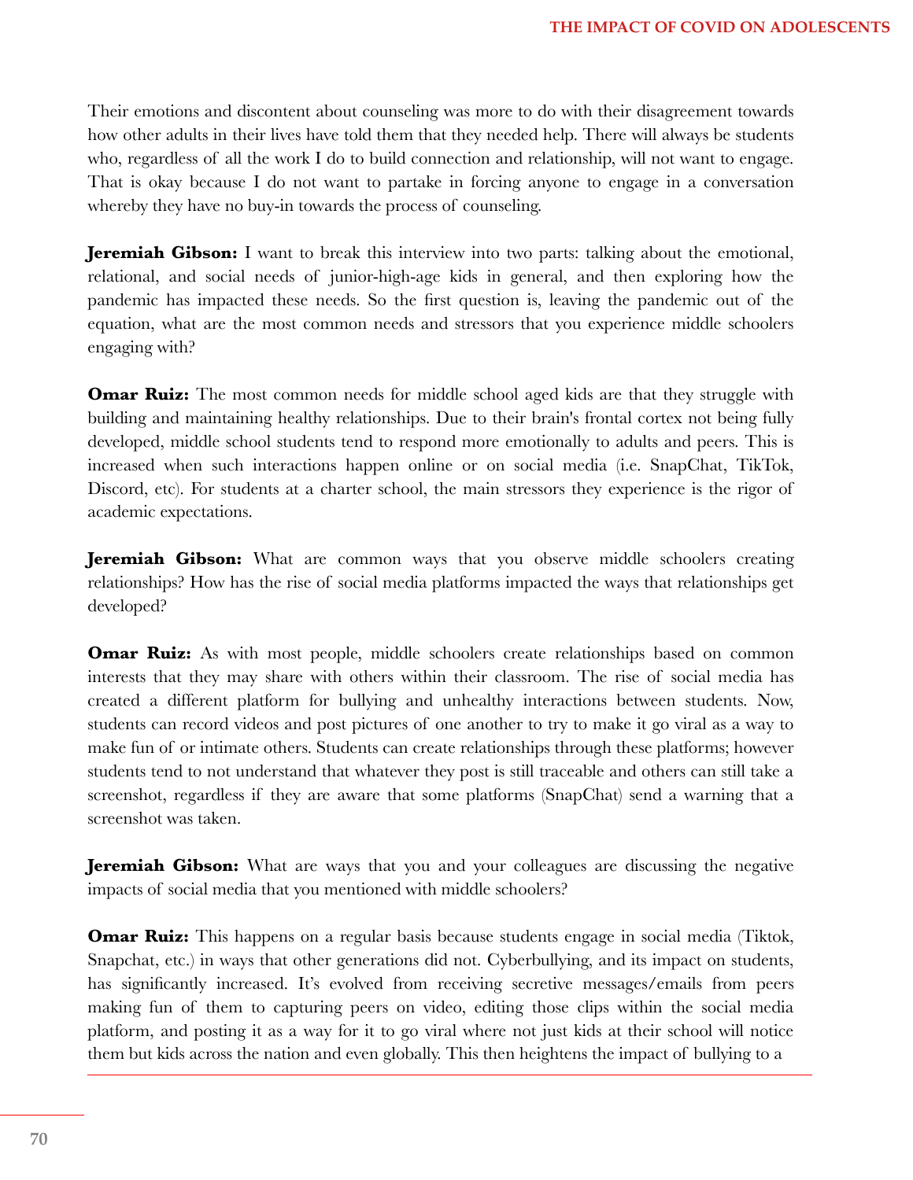Their emotions and discontent about counseling was more to do with their disagreement towards how other adults in their lives have told them that they needed help. There will always be students who, regardless of all the work I do to build connection and relationship, will not want to engage. That is okay because I do not want to partake in forcing anyone to engage in a conversation whereby they have no buy-in towards the process of counseling.

**Jeremiah Gibson:** I want to break this interview into two parts: talking about the emotional, relational, and social needs of junior-high-age kids in general, and then exploring how the pandemic has impacted these needs. So the first question is, leaving the pandemic out of the equation, what are the most common needs and stressors that you experience middle schoolers engaging with?

**Omar Ruiz:** The most common needs for middle school aged kids are that they struggle with building and maintaining healthy relationships. Due to their brain's frontal cortex not being fully developed, middle school students tend to respond more emotionally to adults and peers. This is increased when such interactions happen online or on social media (i.e. SnapChat, TikTok, Discord, etc). For students at a charter school, the main stressors they experience is the rigor of academic expectations.

**Jeremiah Gibson:** What are common ways that you observe middle schoolers creating relationships? How has the rise of social media platforms impacted the ways that relationships get developed?

**Omar Ruiz:** As with most people, middle schoolers create relationships based on common interests that they may share with others within their classroom. The rise of social media has created a different platform for bullying and unhealthy interactions between students. Now, students can record videos and post pictures of one another to try to make it go viral as a way to make fun of or intimate others. Students can create relationships through these platforms; however students tend to not understand that whatever they post is still traceable and others can still take a screenshot, regardless if they are aware that some platforms (SnapChat) send a warning that a screenshot was taken.

**Jeremiah Gibson:** What are ways that you and your colleagues are discussing the negative impacts of social media that you mentioned with middle schoolers?

**Omar Ruiz:** This happens on a regular basis because students engage in social media (Tiktok, Snapchat, etc.) in ways that other generations did not. Cyberbullying, and its impact on students, has significantly increased. It's evolved from receiving secretive messages/emails from peers making fun of them to capturing peers on video, editing those clips within the social media platform, and posting it as a way for it to go viral where not just kids at their school will notice them but kids across the nation and even globally. This then heightens the impact of bullying to a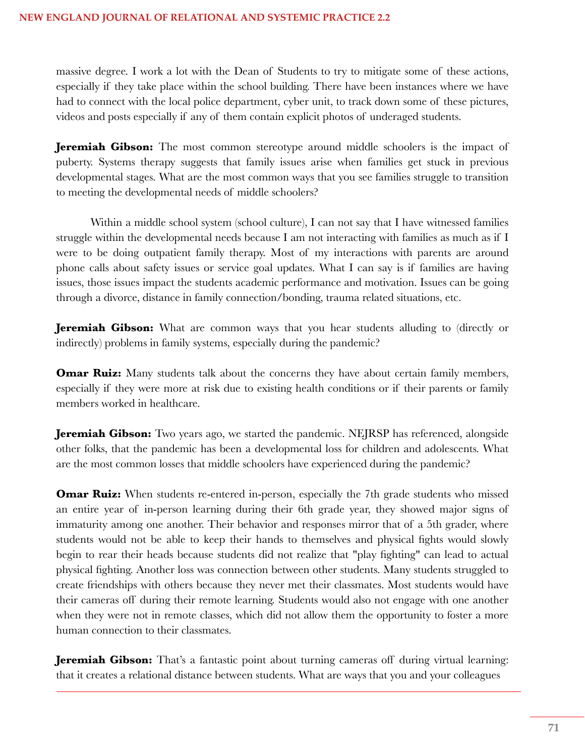massive degree. I work a lot with the Dean of Students to try to mitigate some of these actions, especially if they take place within the school building. There have been instances where we have had to connect with the local police department, cyber unit, to track down some of these pictures, videos and posts especially if any of them contain explicit photos of underaged students.

**Jeremiah Gibson:** The most common stereotype around middle schoolers is the impact of puberty. Systems therapy suggests that family issues arise when families get stuck in previous developmental stages. What are the most common ways that you see families struggle to transition to meeting the developmental needs of middle schoolers?

Within a middle school system (school culture), I can not say that I have witnessed families struggle within the developmental needs because I am not interacting with families as much as if I were to be doing outpatient family therapy. Most of my interactions with parents are around phone calls about safety issues or service goal updates. What I can say is if families are having issues, those issues impact the students academic performance and motivation. Issues can be going through a divorce, distance in family connection/bonding, trauma related situations, etc.

**Jeremiah Gibson:** What are common ways that you hear students alluding to (directly or indirectly) problems in family systems, especially during the pandemic?

**Omar Ruiz:** Many students talk about the concerns they have about certain family members, especially if they were more at risk due to existing health conditions or if their parents or family members worked in healthcare.

**Jeremiah Gibson:** Two years ago, we started the pandemic. NEJRSP has referenced, alongside other folks, that the pandemic has been a developmental loss for children and adolescents. What are the most common losses that middle schoolers have experienced during the pandemic?

**Omar Ruiz:** When students re-entered in-person, especially the 7th grade students who missed an entire year of in-person learning during their 6th grade year, they showed major signs of immaturity among one another. Their behavior and responses mirror that of a 5th grader, where students would not be able to keep their hands to themselves and physical fights would slowly begin to rear their heads because students did not realize that "play fighting" can lead to actual physical fighting. Another loss was connection between other students. Many students struggled to create friendships with others because they never met their classmates. Most students would have their cameras off during their remote learning. Students would also not engage with one another when they were not in remote classes, which did not allow them the opportunity to foster a more human connection to their classmates.

**Jeremiah Gibson:** That's a fantastic point about turning cameras off during virtual learning: that it creates a relational distance between students. What are ways that you and your colleagues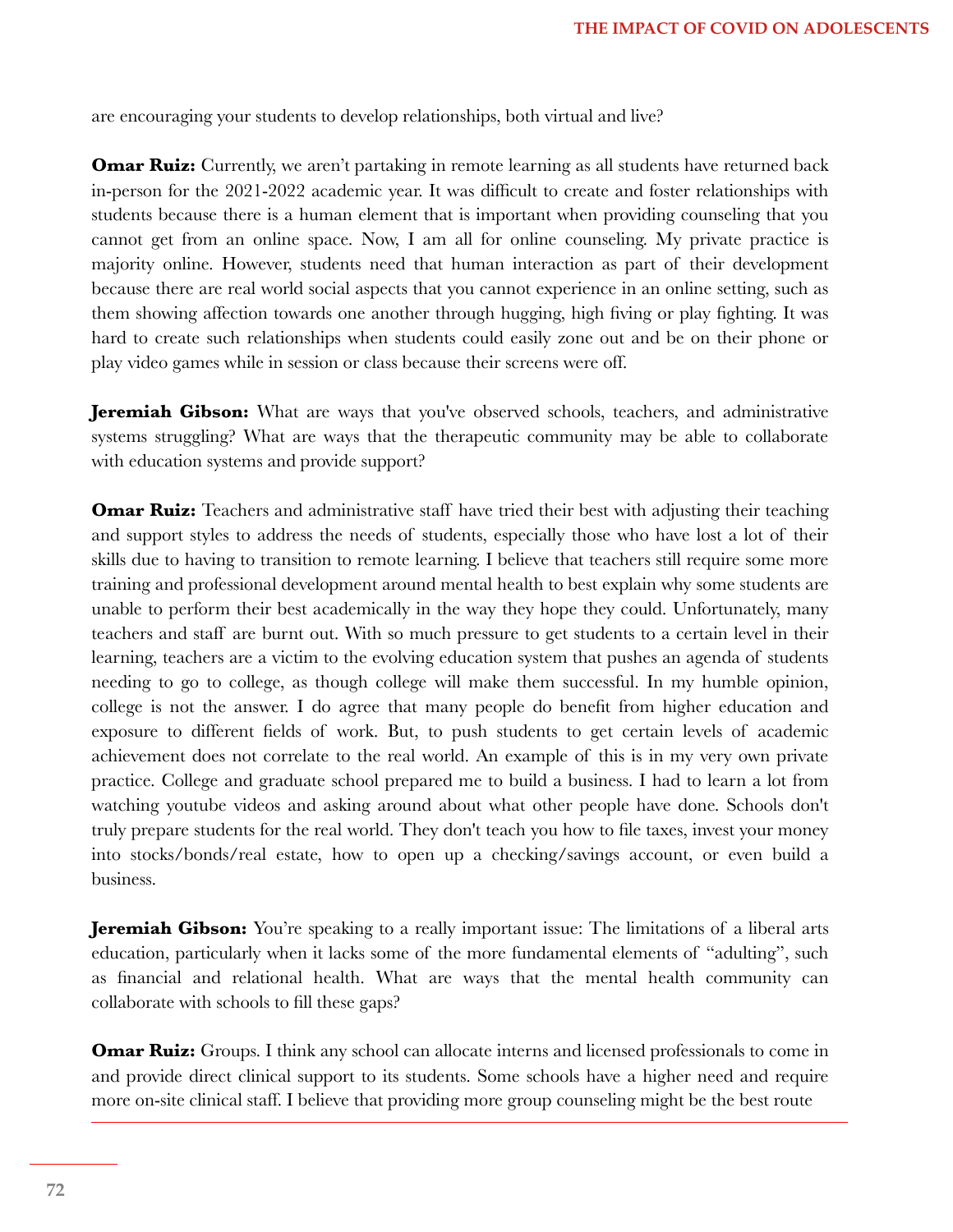are encouraging your students to develop relationships, both virtual and live?

**Omar Ruiz:** Currently, we aren't partaking in remote learning as all students have returned back in-person for the 2021-2022 academic year. It was difficult to create and foster relationships with students because there is a human element that is important when providing counseling that you cannot get from an online space. Now, I am all for online counseling. My private practice is majority online. However, students need that human interaction as part of their development because there are real world social aspects that you cannot experience in an online setting, such as them showing affection towards one another through hugging, high fiving or play fighting. It was hard to create such relationships when students could easily zone out and be on their phone or play video games while in session or class because their screens were off.

**Jeremiah Gibson:** What are ways that you've observed schools, teachers, and administrative systems struggling? What are ways that the therapeutic community may be able to collaborate with education systems and provide support?

**Omar Ruiz:** Teachers and administrative staff have tried their best with adjusting their teaching and support styles to address the needs of students, especially those who have lost a lot of their skills due to having to transition to remote learning. I believe that teachers still require some more training and professional development around mental health to best explain why some students are unable to perform their best academically in the way they hope they could. Unfortunately, many teachers and staff are burnt out. With so much pressure to get students to a certain level in their learning, teachers are a victim to the evolving education system that pushes an agenda of students needing to go to college, as though college will make them successful. In my humble opinion, college is not the answer. I do agree that many people do benefit from higher education and exposure to different fields of work. But, to push students to get certain levels of academic achievement does not correlate to the real world. An example of this is in my very own private practice. College and graduate school prepared me to build a business. I had to learn a lot from watching youtube videos and asking around about what other people have done. Schools don't truly prepare students for the real world. They don't teach you how to file taxes, invest your money into stocks/bonds/real estate, how to open up a checking/savings account, or even build a business.

**Jeremiah Gibson:** You're speaking to a really important issue: The limitations of a liberal arts education, particularly when it lacks some of the more fundamental elements of "adulting", such as financial and relational health. What are ways that the mental health community can collaborate with schools to fill these gaps?

**Omar Ruiz:** Groups. I think any school can allocate interns and licensed professionals to come in and provide direct clinical support to its students. Some schools have a higher need and require more on-site clinical staff. I believe that providing more group counseling might be the best route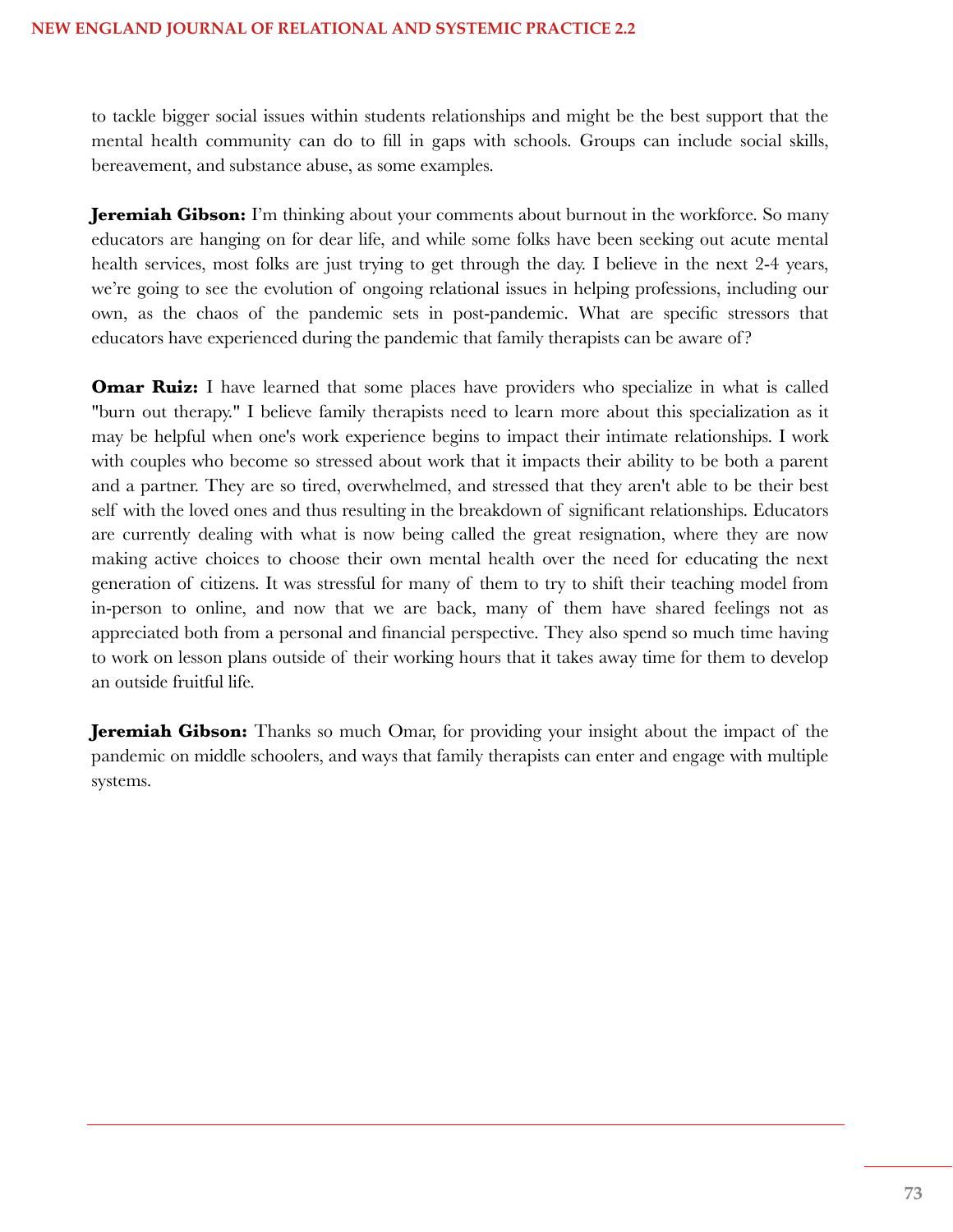to tackle bigger social issues within students relationships and might be the best support that the mental health community can do to fill in gaps with schools. Groups can include social skills, bereavement, and substance abuse, as some examples.

**Jeremiah Gibson:** I'm thinking about your comments about burnout in the workforce. So many educators are hanging on for dear life, and while some folks have been seeking out acute mental health services, most folks are just trying to get through the day. I believe in the next 2-4 years, we're going to see the evolution of ongoing relational issues in helping professions, including our own, as the chaos of the pandemic sets in post-pandemic. What are specific stressors that educators have experienced during the pandemic that family therapists can be aware of?

**Omar Ruiz:** I have learned that some places have providers who specialize in what is called "burn out therapy." I believe family therapists need to learn more about this specialization as it may be helpful when one's work experience begins to impact their intimate relationships. I work with couples who become so stressed about work that it impacts their ability to be both a parent and a partner. They are so tired, overwhelmed, and stressed that they aren't able to be their best self with the loved ones and thus resulting in the breakdown of significant relationships. Educators are currently dealing with what is now being called the great resignation, where they are now making active choices to choose their own mental health over the need for educating the next generation of citizens. It was stressful for many of them to try to shift their teaching model from in-person to online, and now that we are back, many of them have shared feelings not as appreciated both from a personal and financial perspective. They also spend so much time having to work on lesson plans outside of their working hours that it takes away time for them to develop an outside fruitful life.

**Jeremiah Gibson:** Thanks so much Omar, for providing your insight about the impact of the pandemic on middle schoolers, and ways that family therapists can enter and engage with multiple systems.